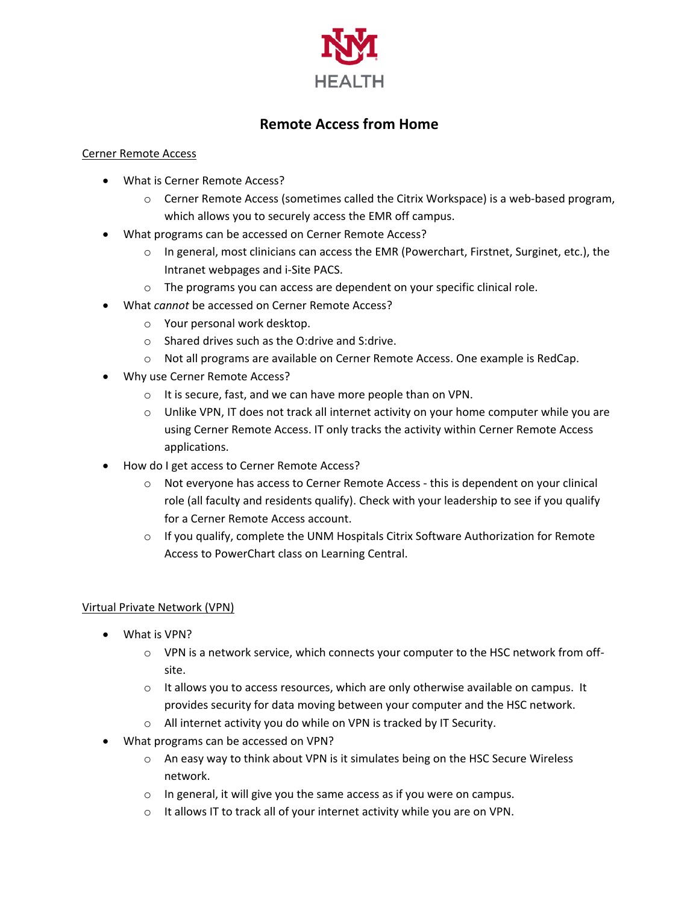UNM HEALTH

# Remote Access from Home

## Cerner Remote Access

- What is Cerner Remote Access?
  - Cerner Remote Access (sometimes called the Citrix Workspace) is a web-based program, which allows you to securely access the EMR off campus.
- What programs can be accessed on Cerner Remote Access?
  - In general, most clinicians can access the EMR (Powerchart, Firstnet, Surginet, etc.), the Intranet webpages and i-Site PACS.
  - The programs you can access are dependent on your specific clinical role.
- What *cannot* be accessed on Cerner Remote Access?
  - Your personal work desktop.
  - Shared drives such as the O:drive and S:drive.
  - Not all programs are available on Cerner Remote Access. One example is RedCap.
- Why use Cerner Remote Access?
  - It is secure, fast, and we can have more people than on VPN.
  - Unlike VPN, IT does not track all internet activity on your home computer while you are using Cerner Remote Access. IT only tracks the activity within Cerner Remote Access applications.
- How do I get access to Cerner Remote Access?
  - Not everyone has access to Cerner Remote Access - this is dependent on your clinical role (all faculty and residents qualify). Check with your leadership to see if you qualify for a Cerner Remote Access account.
  - If you qualify, complete the UNM Hospitals Citrix Software Authorization for Remote Access to PowerChart class on Learning Central.

## Virtual Private Network (VPN)

- What is VPN?
  - VPN is a network service, which connects your computer to the HSC network from off-site.
  - It allows you to access resources, which are only otherwise available on campus. It provides security for data moving between your computer and the HSC network.
  - All internet activity you do while on VPN is tracked by IT Security.
- What programs can be accessed on VPN?
  - An easy way to think about VPN is it simulates being on the HSC Secure Wireless network.
  - In general, it will give you the same access as if you were on campus.
  - It allows IT to track all of your internet activity while you are on VPN.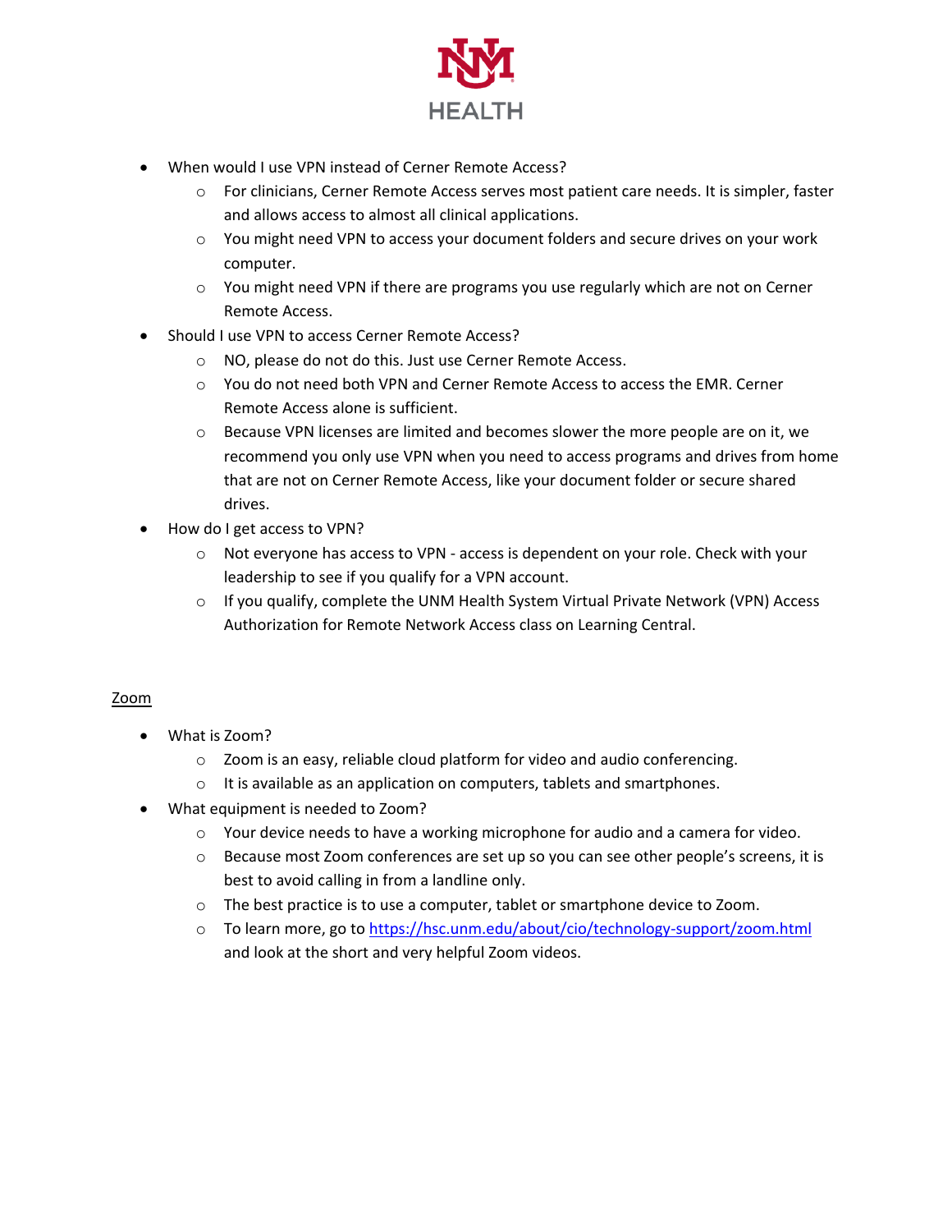- When would I use VPN instead of Cerner Remote Access?
  - For clinicians, Cerner Remote Access serves most patient care needs. It is simpler, faster and allows access to almost all clinical applications.
  - You might need VPN to access your document folders and secure drives on your work computer.
  - You might need VPN if there are programs you use regularly which are not on Cerner Remote Access.
- Should I use VPN to access Cerner Remote Access?
  - NO, please do not do this. Just use Cerner Remote Access.
  - You do not need both VPN and Cerner Remote Access to access the EMR. Cerner Remote Access alone is sufficient.
  - Because VPN licenses are limited and becomes slower the more people are on it, we recommend you only use VPN when you need to access programs and drives from home that are not on Cerner Remote Access, like your document folder or secure shared drives.
- How do I get access to VPN?
  - Not everyone has access to VPN - access is dependent on your role. Check with your leadership to see if you qualify for a VPN account.
  - If you qualify, complete the UNM Health System Virtual Private Network (VPN) Access Authorization for Remote Network Access class on Learning Central.

<u>Zoom</u>

- What is Zoom?
  - Zoom is an easy, reliable cloud platform for video and audio conferencing.
  - It is available as an application on computers, tablets and smartphones.
- What equipment is needed to Zoom?
  - Your device needs to have a working microphone for audio and a camera for video.
  - Because most Zoom conferences are set up so you can see other people's screens, it is best to avoid calling in from a landline only.
  - The best practice is to use a computer, tablet or smartphone device to Zoom.
  - To learn more, go to [https://hsc.unm.edu/about/cio/technology-support/zoom.html](https://hsc.unm.edu/about/cio/technology-support/zoom.html) and look at the short and very helpful Zoom videos.